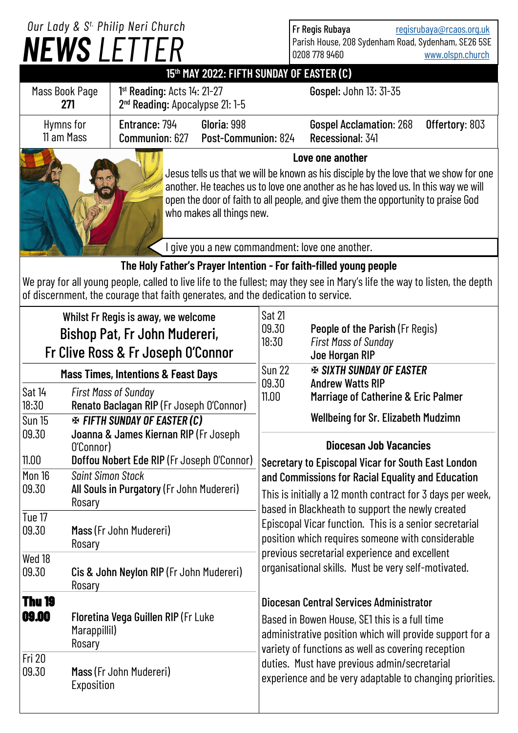Our Lady & St. Philip Neri Church

# NEWS LETTER

Fr Regis Rubaya regisrubaya@rcaos.org.uk
Parish House, 208 Sydenham Road, Sydenham, SE26 5SE
0208 778 9460 www.olspn.church

## 15th MAY 2022: FIFTH SUNDAY OF EASTER (C)

| Mass Book Page 271 | **1st Reading:** Acts 14: 21-27<br>**2nd Reading:** Apocalypse 21: 1-5 | **Gospel:** John 13: 31-35 |
|---|---|---|
| Hymns for 11 am Mass | **Entrance:** 794 **Gloria:** 998<br>**Communion:** 627 **Post-Communion:** 824 | **Gospel Acclamation:** 268 **Offertory:** 803<br>**Recessional:** 341 |

### Love one another

Jesus tells us that we will be known as his disciple by the love that we show for one another. He teaches us to love one another as he has loved us. In this way we will open the door of faith to all people, and give them the opportunity to praise God who makes all things new.

I give you a new commandment: love one another.

### The Holy Father's Prayer Intention - For faith-filled young people

We pray for all young people, called to live life to the fullest; may they see in Mary's life the way to listen, the depth of discernment, the courage that faith generates, and the dedication to service.

Whilst Fr Regis is away, we welcome
**Bishop Pat, Fr John Mudereri, Fr Clive Ross & Fr Joseph O'Connor**

### Mass Times, Intentions & Feast Days

| | |
|---|---|
| Sat 14<br>18:30 | *First Mass of Sunday*<br>**Renato Baclagan RIP** (Fr Joseph O'Connor) |
| Sun 15 | ✠ ***FIFTH SUNDAY OF EASTER (C)*** |
| 09.30 | **Joanna & James Kiernan RIP** (Fr Joseph O'Connor) |
| 11.00 | **Doffou Nobert Ede RIP** (Fr Joseph O'Connor) |
| Mon 16 | *Saint Simon Stock* |
| 09.30 | **All Souls in Purgatory** (Fr John Mudereri)<br>Rosary |
| Tue 17<br>09.30 | **Mass** (Fr John Mudereri)<br>Rosary |
| Wed 18<br>09.30 | **Cis & John Neylon RIP** (Fr John Mudereri)<br>Rosary |
| **Thu 19**<br>**09.00** | **Floretina Vega Guillen RIP** (Fr Luke Marappillil)<br>Rosary |
| Fri 20<br>09.30 | **Mass** (Fr John Mudereri)<br>Exposition |
| Sat 21 | |
| 09.30 | **People of the Parish** (Fr Regis) |
| 18:30 | *First Mass of Sunday*<br>**Joe Horgan RIP** |
| Sun 22 | ✠ ***SIXTH SUNDAY OF EASTER*** |
| 09.30 | **Andrew Watts RIP** |
| 11.00 | **Marriage of Catherine & Eric Palmer**<br>**Wellbeing for Sr. Elizabeth Mudzimn** |

### Diocesan Job Vacancies

**Secretary to Episcopal Vicar for South East London and Commissions for Racial Equality and Education**

This is initially a 12 month contract for 3 days per week, based in Blackheath to support the newly created Episcopal Vicar function. This is a senior secretarial position which requires someone with considerable previous secretarial experience and excellent organisational skills. Must be very self-motivated.

**Diocesan Central Services Administrator**

Based in Bowen House, SE1 this is a full time administrative position which will provide support for a variety of functions as well as covering reception duties. Must have previous admin/secretarial experience and be very adaptable to changing priorities.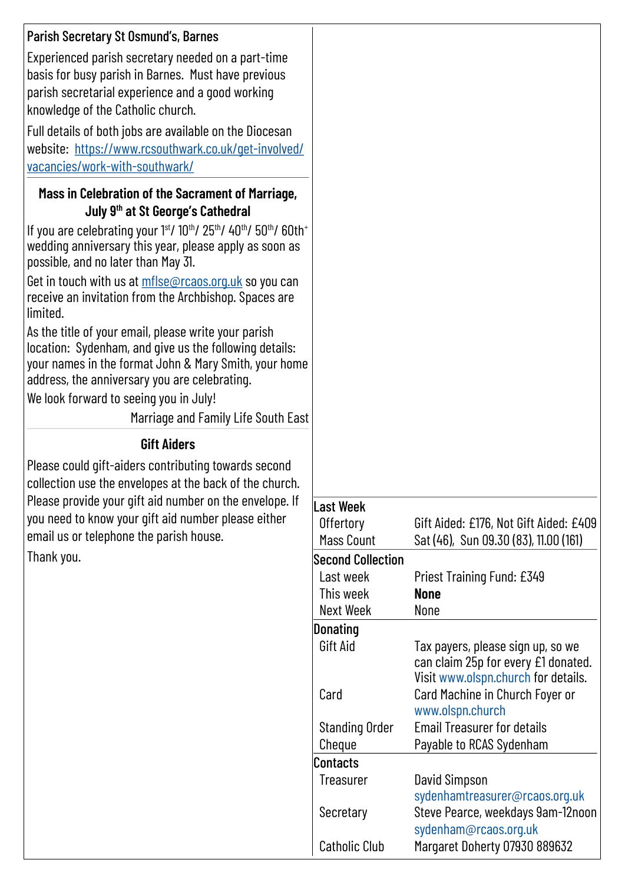## Parish Secretary St Osmund's, Barnes

Experienced parish secretary needed on a part-time basis for busy parish in Barnes. Must have previous parish secretarial experience and a good working knowledge of the Catholic church.

Full details of both jobs are available on the Diocesan website: https://www.rcsouthwark.co.uk/get-involved/vacancies/work-with-southwark/

## Mass in Celebration of the Sacrament of Marriage, July 9th at St George's Cathedral

If you are celebrating your 1st/ 10th/ 25th/ 40th/ 50th/ 60th+ wedding anniversary this year, please apply as soon as possible, and no later than May 31.

Get in touch with us at mflse@rcaos.org.uk so you can receive an invitation from the Archbishop. Spaces are limited.

As the title of your email, please write your parish location: Sydenham, and give us the following details: your names in the format John & Mary Smith, your home address, the anniversary you are celebrating.

We look forward to seeing you in July!

Marriage and Family Life South East

## Gift Aiders

Please could gift-aiders contributing towards second collection use the envelopes at the back of the church. Please provide your gift aid number on the envelope. If you need to know your gift aid number please either email us or telephone the parish house.

Thank you.

| | |
|---|---|
| **Last Week** | |
| Offertory | Gift Aided: £176, Not Gift Aided: £409 |
| Mass Count | Sat (46), Sun 09.30 (83), 11.00 (161) |
| **Second Collection** | |
| Last week | Priest Training Fund: £349 |
| This week | **None** |
| Next Week | None |
| **Donating** | |
| Gift Aid | Tax payers, please sign up, so we can claim 25p for every £1 donated. Visit www.olspn.church for details. |
| Card | Card Machine in Church Foyer or www.olspn.church |
| Standing Order | Email Treasurer for details |
| Cheque | Payable to RCAS Sydenham |
| **Contacts** | |
| Treasurer | David Simpson sydenhamtreasurer@rcaos.org.uk |
| Secretary | Steve Pearce, weekdays 9am-12noon sydenham@rcaos.org.uk |
| Catholic Club | Margaret Doherty 07930 889632 |